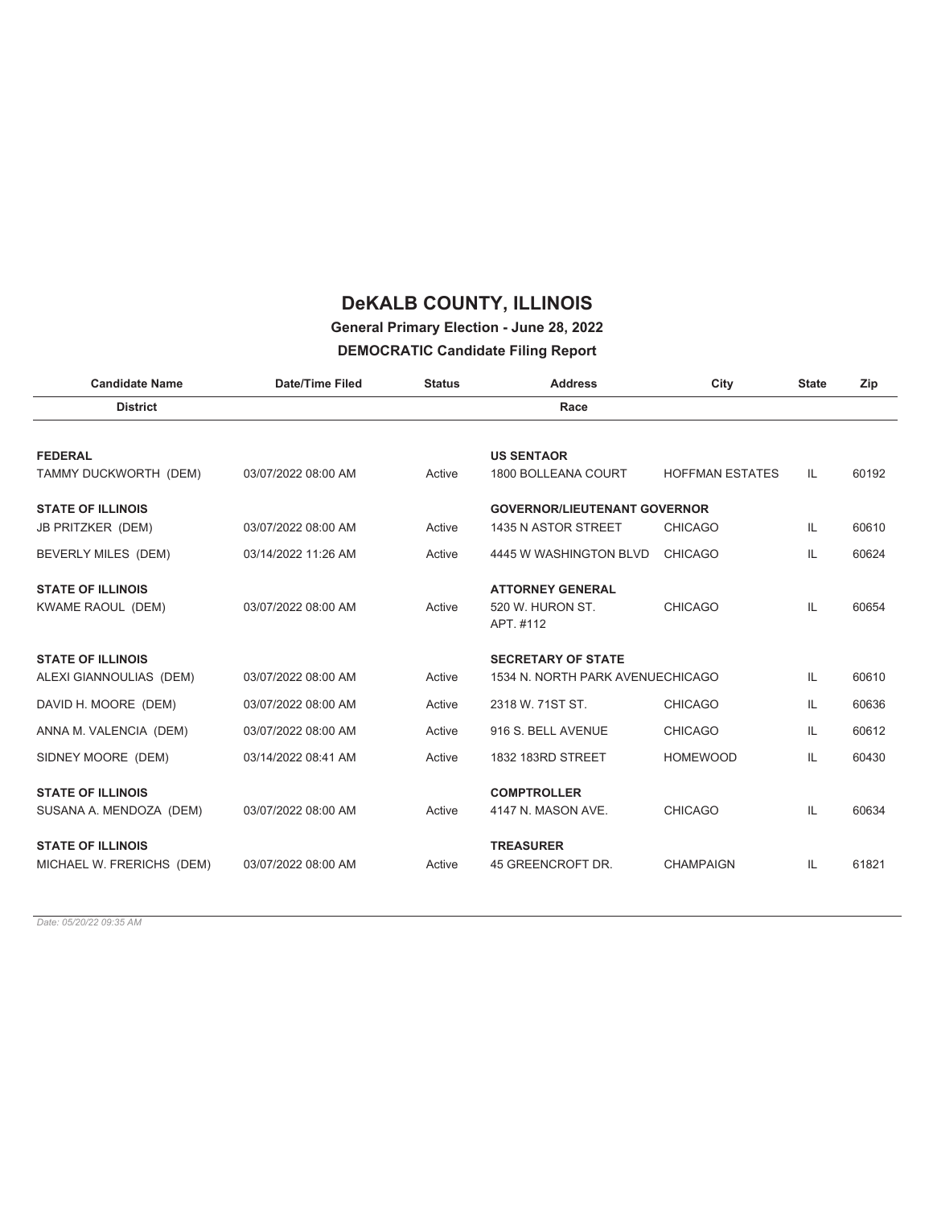# DeKALB COUNTY, ILLINOIS

## General Primary Election - June 28, 2022

## DEMOCRATIC Candidate Filing Report

| Candidate Name | Date/Time Filed | Status | Address | City | State | Zip |
|---|---|---|---|---|---|---|
| **District** | | | **Race** | | | |
| **FEDERAL** | | | **US SENTAOR** | | | |
| TAMMY DUCKWORTH (DEM) | 03/07/2022 08:00 AM | Active | 1800 BOLLEANA COURT | HOFFMAN ESTATES | IL | 60192 |
| **STATE OF ILLINOIS** | | | **GOVERNOR/LIEUTENANT GOVERNOR** | | | |
| JB PRITZKER (DEM) | 03/07/2022 08:00 AM | Active | 1435 N ASTOR STREET | CHICAGO | IL | 60610 |
| BEVERLY MILES (DEM) | 03/14/2022 11:26 AM | Active | 4445 W WASHINGTON BLVD | CHICAGO | IL | 60624 |
| **STATE OF ILLINOIS** | | | **ATTORNEY GENERAL** | | | |
| KWAME RAOUL (DEM) | 03/07/2022 08:00 AM | Active | 520 W. HURON ST. APT. #112 | CHICAGO | IL | 60654 |
| **STATE OF ILLINOIS** | | | **SECRETARY OF STATE** | | | |
| ALEXI GIANNOULIAS (DEM) | 03/07/2022 08:00 AM | Active | 1534 N. NORTH PARK AVENUE | CHICAGO | IL | 60610 |
| DAVID H. MOORE (DEM) | 03/07/2022 08:00 AM | Active | 2318 W. 71ST ST. | CHICAGO | IL | 60636 |
| ANNA M. VALENCIA (DEM) | 03/07/2022 08:00 AM | Active | 916 S. BELL AVENUE | CHICAGO | IL | 60612 |
| SIDNEY MOORE (DEM) | 03/14/2022 08:41 AM | Active | 1832 183RD STREET | HOMEWOOD | IL | 60430 |
| **STATE OF ILLINOIS** | | | **COMPTROLLER** | | | |
| SUSANA A. MENDOZA (DEM) | 03/07/2022 08:00 AM | Active | 4147 N. MASON AVE. | CHICAGO | IL | 60634 |
| **STATE OF ILLINOIS** | | | **TREASURER** | | | |
| MICHAEL W. FRERICHS (DEM) | 03/07/2022 08:00 AM | Active | 45 GREENCROFT DR. | CHAMPAIGN | IL | 61821 |

*Date: 05/20/22 09:35 AM*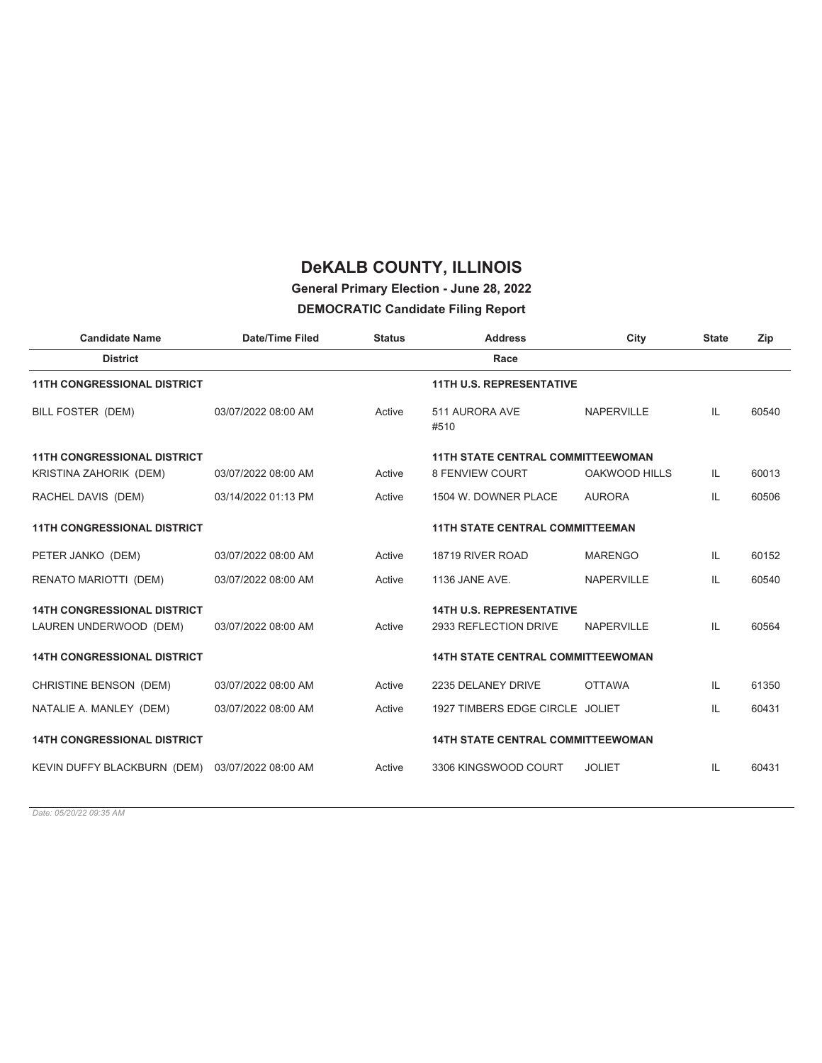# DeKALB COUNTY, ILLINOIS

**General Primary Election - June 28, 2022**

**DEMOCRATIC Candidate Filing Report**

| Candidate Name | Date/Time Filed | Status | Address | City | State | Zip |
|---|---|---|---|---|---|---|
| **District** | | | **Race** | | | |
| **11TH CONGRESSIONAL DISTRICT** | | | **11TH U.S. REPRESENTATIVE** | | | |
| BILL FOSTER (DEM) | 03/07/2022 08:00 AM | Active | 511 AURORA AVE #510 | NAPERVILLE | IL | 60540 |
| **11TH CONGRESSIONAL DISTRICT** | | | **11TH STATE CENTRAL COMMITTEEWOMAN** | | | |
| KRISTINA ZAHORIK (DEM) | 03/07/2022 08:00 AM | Active | 8 FENVIEW COURT | OAKWOOD HILLS | IL | 60013 |
| RACHEL DAVIS (DEM) | 03/14/2022 01:13 PM | Active | 1504 W. DOWNER PLACE | AURORA | IL | 60506 |
| **11TH CONGRESSIONAL DISTRICT** | | | **11TH STATE CENTRAL COMMITTEEMAN** | | | |
| PETER JANKO (DEM) | 03/07/2022 08:00 AM | Active | 18719 RIVER ROAD | MARENGO | IL | 60152 |
| RENATO MARIOTTI (DEM) | 03/07/2022 08:00 AM | Active | 1136 JANE AVE. | NAPERVILLE | IL | 60540 |
| **14TH CONGRESSIONAL DISTRICT** | | | **14TH U.S. REPRESENTATIVE** | | | |
| LAUREN UNDERWOOD (DEM) | 03/07/2022 08:00 AM | Active | 2933 REFLECTION DRIVE | NAPERVILLE | IL | 60564 |
| **14TH CONGRESSIONAL DISTRICT** | | | **14TH STATE CENTRAL COMMITTEEWOMAN** | | | |
| CHRISTINE BENSON (DEM) | 03/07/2022 08:00 AM | Active | 2235 DELANEY DRIVE | OTTAWA | IL | 61350 |
| NATALIE A. MANLEY (DEM) | 03/07/2022 08:00 AM | Active | 1927 TIMBERS EDGE CIRCLE | JOLIET | IL | 60431 |
| **14TH CONGRESSIONAL DISTRICT** | | | **14TH STATE CENTRAL COMMITTEEWOMAN** | | | |
| KEVIN DUFFY BLACKBURN (DEM) | 03/07/2022 08:00 AM | Active | 3306 KINGSWOOD COURT | JOLIET | IL | 60431 |

*Date: 05/20/22 09:35 AM*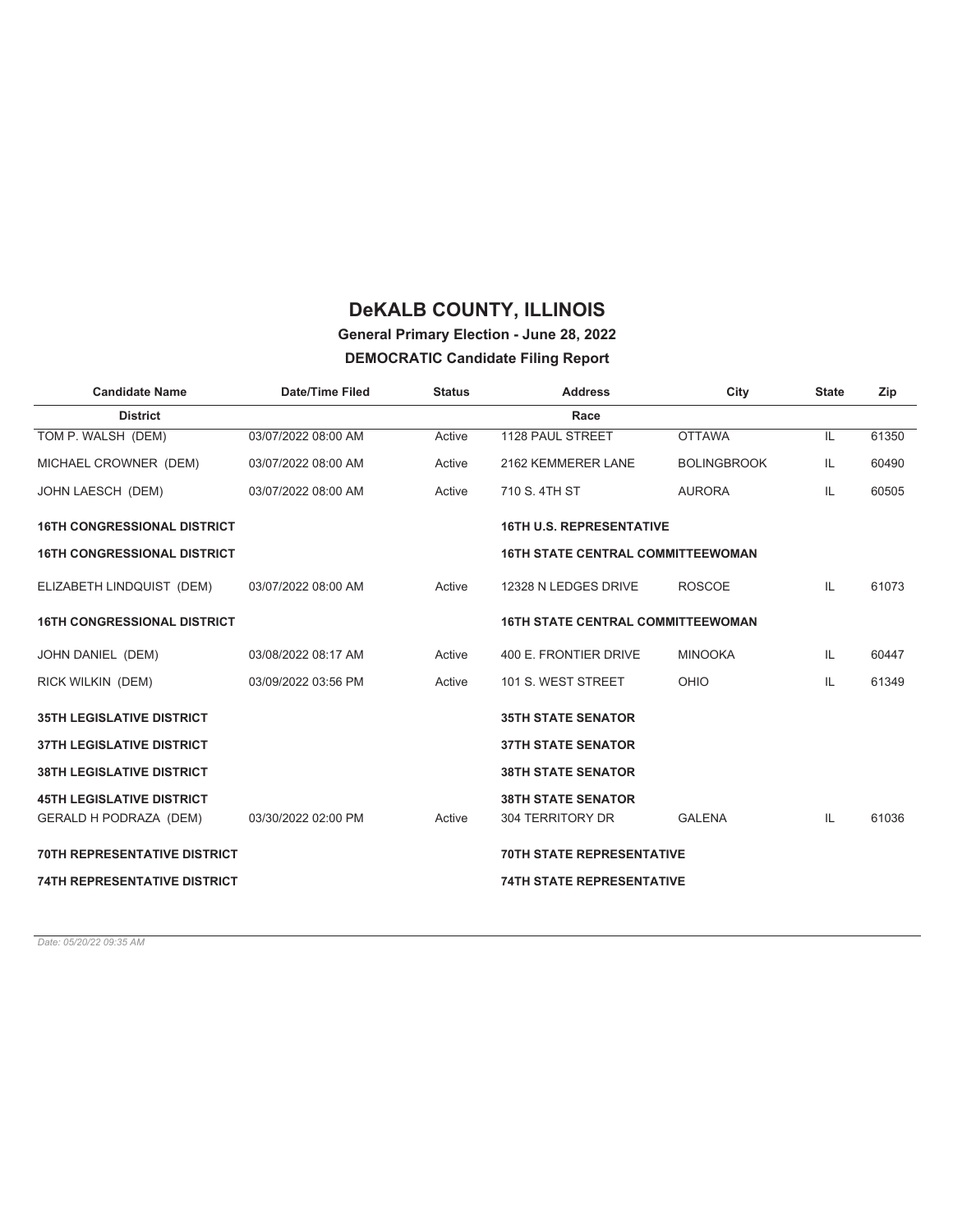# DeKALB COUNTY, ILLINOIS

**General Primary Election - June 28, 2022**

**DEMOCRATIC Candidate Filing Report**

| Candidate Name | Date/Time Filed | Status | Address | City | State | Zip |
|---|---|---|---|---|---|---|
| **District** | | | **Race** | | | |
| TOM P. WALSH (DEM) | 03/07/2022 08:00 AM | Active | 1128 PAUL STREET | OTTAWA | IL | 61350 |
| MICHAEL CROWNER (DEM) | 03/07/2022 08:00 AM | Active | 2162 KEMMERER LANE | BOLINGBROOK | IL | 60490 |
| JOHN LAESCH (DEM) | 03/07/2022 08:00 AM | Active | 710 S. 4TH ST | AURORA | IL | 60505 |
| **16TH CONGRESSIONAL DISTRICT** | | | **16TH U.S. REPRESENTATIVE** | | | |
| **16TH CONGRESSIONAL DISTRICT** | | | **16TH STATE CENTRAL COMMITTEEWOMAN** | | | |
| ELIZABETH LINDQUIST (DEM) | 03/07/2022 08:00 AM | Active | 12328 N LEDGES DRIVE | ROSCOE | IL | 61073 |
| **16TH CONGRESSIONAL DISTRICT** | | | **16TH STATE CENTRAL COMMITTEEWOMAN** | | | |
| JOHN DANIEL (DEM) | 03/08/2022 08:17 AM | Active | 400 E. FRONTIER DRIVE | MINOOKA | IL | 60447 |
| RICK WILKIN (DEM) | 03/09/2022 03:56 PM | Active | 101 S. WEST STREET | OHIO | IL | 61349 |
| **35TH LEGISLATIVE DISTRICT** | | | **35TH STATE SENATOR** | | | |
| **37TH LEGISLATIVE DISTRICT** | | | **37TH STATE SENATOR** | | | |
| **38TH LEGISLATIVE DISTRICT** | | | **38TH STATE SENATOR** | | | |
| **45TH LEGISLATIVE DISTRICT** | | | **38TH STATE SENATOR** | | | |
| GERALD H PODRAZA (DEM) | 03/30/2022 02:00 PM | Active | 304 TERRITORY DR | GALENA | IL | 61036 |
| **70TH REPRESENTATIVE DISTRICT** | | | **70TH STATE REPRESENTATIVE** | | | |
| **74TH REPRESENTATIVE DISTRICT** | | | **74TH STATE REPRESENTATIVE** | | | |

*Date: 05/20/22 09:35 AM*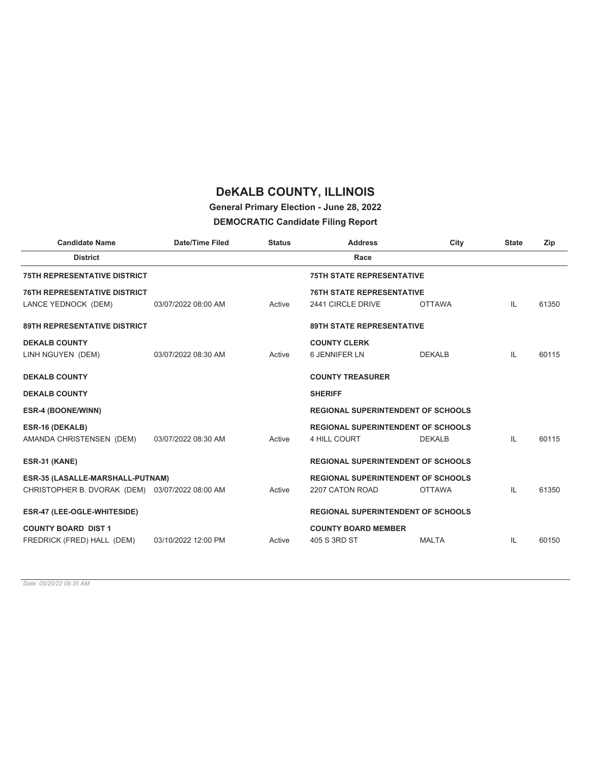# DeKALB COUNTY, ILLINOIS

**General Primary Election - June 28, 2022**

**DEMOCRATIC Candidate Filing Report**

| Candidate Name | Date/Time Filed | Status | Address | City | State | Zip |
|---|---|---|---|---|---|---|
| **District** | | | **Race** | | | |
| **75TH REPRESENTATIVE DISTRICT** | | | **75TH STATE REPRESENTATIVE** | | | |
| **76TH REPRESENTATIVE DISTRICT** | | | **76TH STATE REPRESENTATIVE** | | | |
| LANCE YEDNOCK (DEM) | 03/07/2022 08:00 AM | Active | 2441 CIRCLE DRIVE | OTTAWA | IL | 61350 |
| **89TH REPRESENTATIVE DISTRICT** | | | **89TH STATE REPRESENTATIVE** | | | |
| **DEKALB COUNTY** | | | **COUNTY CLERK** | | | |
| LINH NGUYEN (DEM) | 03/07/2022 08:30 AM | Active | 6 JENNIFER LN | DEKALB | IL | 60115 |
| **DEKALB COUNTY** | | | **COUNTY TREASURER** | | | |
| **DEKALB COUNTY** | | | **SHERIFF** | | | |
| **ESR-4 (BOONE/WINN)** | | | **REGIONAL SUPERINTENDENT OF SCHOOLS** | | | |
| **ESR-16 (DEKALB)** | | | **REGIONAL SUPERINTENDENT OF SCHOOLS** | | | |
| AMANDA CHRISTENSEN (DEM) | 03/07/2022 08:30 AM | Active | 4 HILL COURT | DEKALB | IL | 60115 |
| **ESR-31 (KANE)** | | | **REGIONAL SUPERINTENDENT OF SCHOOLS** | | | |
| **ESR-35 (LASALLE-MARSHALL-PUTNAM)** | | | **REGIONAL SUPERINTENDENT OF SCHOOLS** | | | |
| CHRISTOPHER B. DVORAK (DEM) | 03/07/2022 08:00 AM | Active | 2207 CATON ROAD | OTTAWA | IL | 61350 |
| **ESR-47 (LEE-OGLE-WHITESIDE)** | | | **REGIONAL SUPERINTENDENT OF SCHOOLS** | | | |
| **COUNTY BOARD DIST 1** | | | **COUNTY BOARD MEMBER** | | | |
| FREDRICK (FRED) HALL (DEM) | 03/10/2022 12:00 PM | Active | 405 S 3RD ST | MALTA | IL | 60150 |

*Date: 05/20/22 09:35 AM*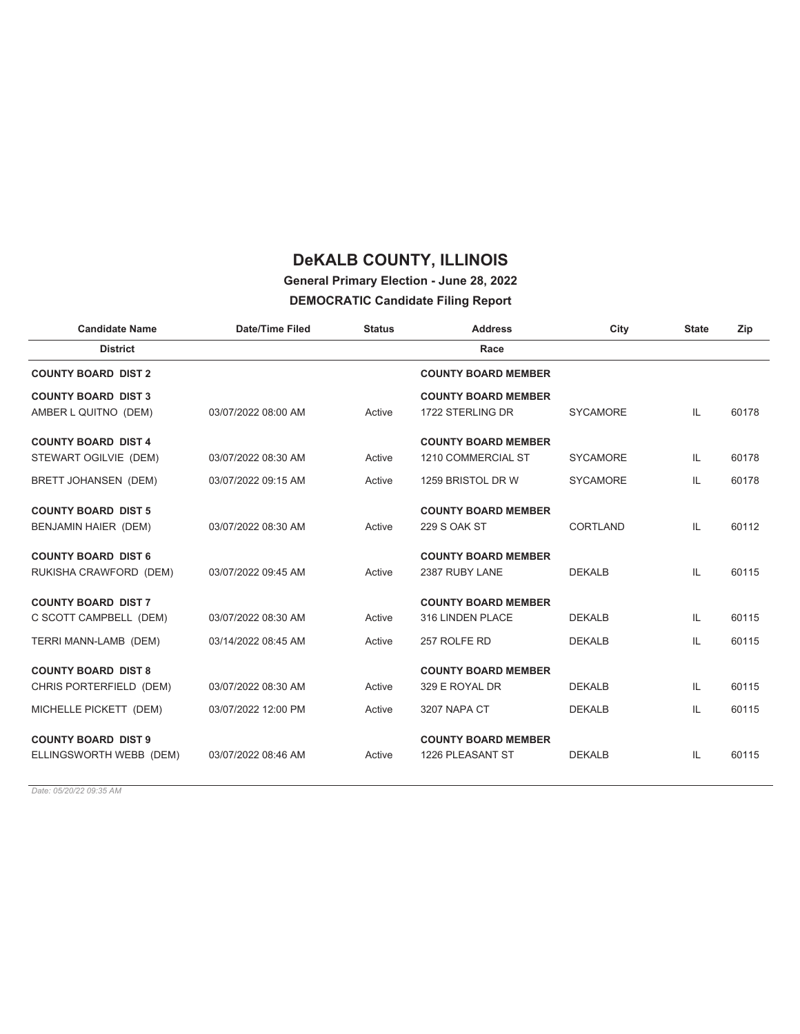# DeKALB COUNTY, ILLINOIS

**General Primary Election - June 28, 2022**

**DEMOCRATIC Candidate Filing Report**

| Candidate Name | Date/Time Filed | Status | Address | City | State | Zip |
|---|---|---|---|---|---|---|
| **District** | | | **Race** | | | |
| **COUNTY BOARD DIST 2** | | | **COUNTY BOARD MEMBER** | | | |
| **COUNTY BOARD DIST 3** | | | **COUNTY BOARD MEMBER** | | | |
| AMBER L QUITNO (DEM) | 03/07/2022 08:00 AM | Active | 1722 STERLING DR | SYCAMORE | IL | 60178 |
| **COUNTY BOARD DIST 4** | | | **COUNTY BOARD MEMBER** | | | |
| STEWART OGILVIE (DEM) | 03/07/2022 08:30 AM | Active | 1210 COMMERCIAL ST | SYCAMORE | IL | 60178 |
| BRETT JOHANSEN (DEM) | 03/07/2022 09:15 AM | Active | 1259 BRISTOL DR W | SYCAMORE | IL | 60178 |
| **COUNTY BOARD DIST 5** | | | **COUNTY BOARD MEMBER** | | | |
| BENJAMIN HAIER (DEM) | 03/07/2022 08:30 AM | Active | 229 S OAK ST | CORTLAND | IL | 60112 |
| **COUNTY BOARD DIST 6** | | | **COUNTY BOARD MEMBER** | | | |
| RUKISHA CRAWFORD (DEM) | 03/07/2022 09:45 AM | Active | 2387 RUBY LANE | DEKALB | IL | 60115 |
| **COUNTY BOARD DIST 7** | | | **COUNTY BOARD MEMBER** | | | |
| C SCOTT CAMPBELL (DEM) | 03/07/2022 08:30 AM | Active | 316 LINDEN PLACE | DEKALB | IL | 60115 |
| TERRI MANN-LAMB (DEM) | 03/14/2022 08:45 AM | Active | 257 ROLFE RD | DEKALB | IL | 60115 |
| **COUNTY BOARD DIST 8** | | | **COUNTY BOARD MEMBER** | | | |
| CHRIS PORTERFIELD (DEM) | 03/07/2022 08:30 AM | Active | 329 E ROYAL DR | DEKALB | IL | 60115 |
| MICHELLE PICKETT (DEM) | 03/07/2022 12:00 PM | Active | 3207 NAPA CT | DEKALB | IL | 60115 |
| **COUNTY BOARD DIST 9** | | | **COUNTY BOARD MEMBER** | | | |
| ELLINGSWORTH WEBB (DEM) | 03/07/2022 08:46 AM | Active | 1226 PLEASANT ST | DEKALB | IL | 60115 |

*Date: 05/20/22 09:35 AM*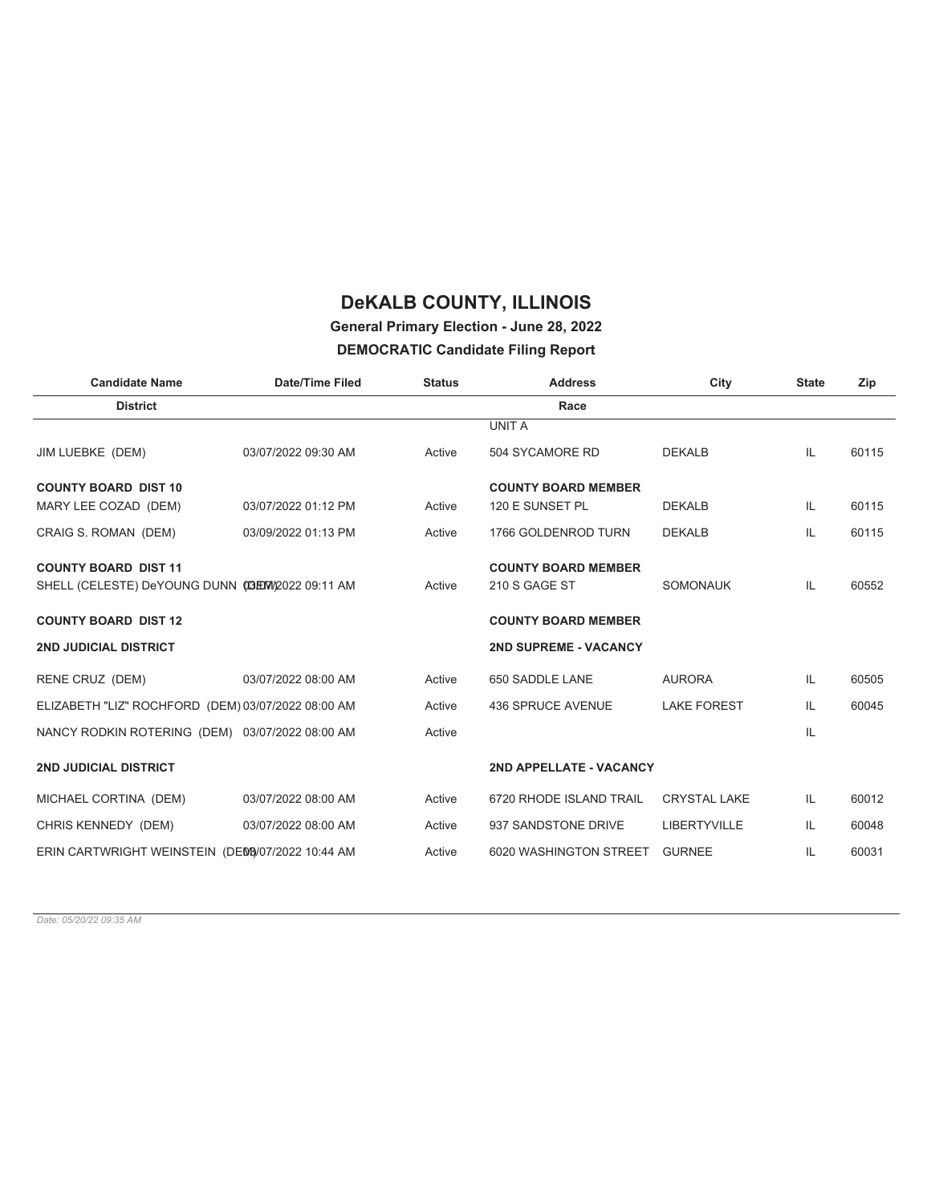# DeKALB COUNTY, ILLINOIS

## General Primary Election - June 28, 2022

## DEMOCRATIC Candidate Filing Report

| Candidate Name | Date/Time Filed | Status | Address | City | State | Zip |
|---|---|---|---|---|---|---|
| **District** | | | **Race** | | | |
| | | | UNIT A | | | |
| JIM LUEBKE (DEM) | 03/07/2022 09:30 AM | Active | 504 SYCAMORE RD | DEKALB | IL | 60115 |
| **COUNTY BOARD DIST 10** | | | **COUNTY BOARD MEMBER** | | | |
| MARY LEE COZAD (DEM) | 03/07/2022 01:12 PM | Active | 120 E SUNSET PL | DEKALB | IL | 60115 |
| CRAIG S. ROMAN (DEM) | 03/09/2022 01:13 PM | Active | 1766 GOLDENROD TURN | DEKALB | IL | 60115 |
| **COUNTY BOARD DIST 11** | | | **COUNTY BOARD MEMBER** | | | |
| SHELL (CELESTE) DeYOUNG DUNN (DEM) | 03/07/2022 09:11 AM | Active | 210 S GAGE ST | SOMONAUK | IL | 60552 |
| **COUNTY BOARD DIST 12** | | | **COUNTY BOARD MEMBER** | | | |
| **2ND JUDICIAL DISTRICT** | | | **2ND SUPREME - VACANCY** | | | |
| RENE CRUZ (DEM) | 03/07/2022 08:00 AM | Active | 650 SADDLE LANE | AURORA | IL | 60505 |
| ELIZABETH "LIZ" ROCHFORD (DEM) | 03/07/2022 08:00 AM | Active | 436 SPRUCE AVENUE | LAKE FOREST | IL | 60045 |
| NANCY RODKIN ROTERING (DEM) | 03/07/2022 08:00 AM | Active | | | IL | |
| **2ND JUDICIAL DISTRICT** | | | **2ND APPELLATE - VACANCY** | | | |
| MICHAEL CORTINA (DEM) | 03/07/2022 08:00 AM | Active | 6720 RHODE ISLAND TRAIL | CRYSTAL LAKE | IL | 60012 |
| CHRIS KENNEDY (DEM) | 03/07/2022 08:00 AM | Active | 937 SANDSTONE DRIVE | LIBERTYVILLE | IL | 60048 |
| ERIN CARTWRIGHT WEINSTEIN (DEM) | 03/07/2022 10:44 AM | Active | 6020 WASHINGTON STREET | GURNEE | IL | 60031 |

*Date: 05/20/22 09:35 AM*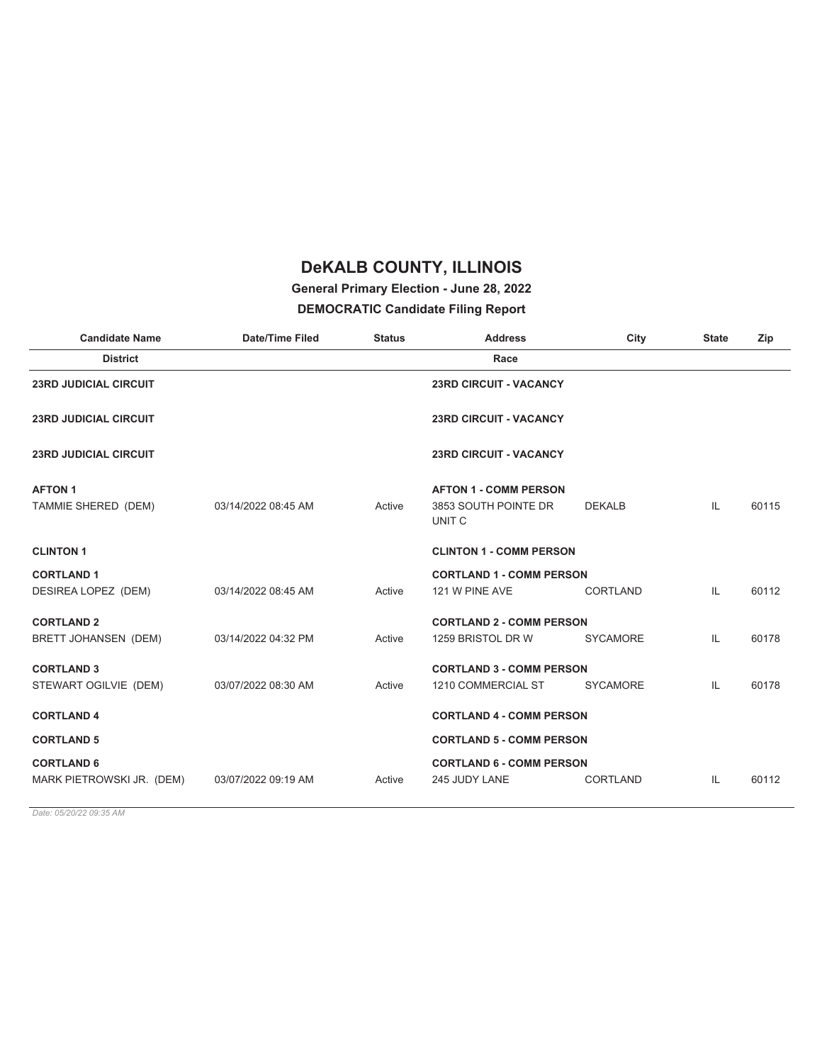# DeKALB COUNTY, ILLINOIS

**General Primary Election - June 28, 2022**

**DEMOCRATIC Candidate Filing Report**

| Candidate Name | Date/Time Filed | Status | Address | City | State | Zip |
|---|---|---|---|---|---|---|
| **District** | | | **Race** | | | |
| **23RD JUDICIAL CIRCUIT** | | | **23RD CIRCUIT - VACANCY** | | | |
| **23RD JUDICIAL CIRCUIT** | | | **23RD CIRCUIT - VACANCY** | | | |
| **23RD JUDICIAL CIRCUIT** | | | **23RD CIRCUIT - VACANCY** | | | |
| **AFTON 1** | | | **AFTON 1 - COMM PERSON** | | | |
| TAMMIE SHERED (DEM) | 03/14/2022 08:45 AM | Active | 3853 SOUTH POINTE DR UNIT C | DEKALB | IL | 60115 |
| **CLINTON 1** | | | **CLINTON 1 - COMM PERSON** | | | |
| **CORTLAND 1** | | | **CORTLAND 1 - COMM PERSON** | | | |
| DESIREA LOPEZ (DEM) | 03/14/2022 08:45 AM | Active | 121 W PINE AVE | CORTLAND | IL | 60112 |
| **CORTLAND 2** | | | **CORTLAND 2 - COMM PERSON** | | | |
| BRETT JOHANSEN (DEM) | 03/14/2022 04:32 PM | Active | 1259 BRISTOL DR W | SYCAMORE | IL | 60178 |
| **CORTLAND 3** | | | **CORTLAND 3 - COMM PERSON** | | | |
| STEWART OGILVIE (DEM) | 03/07/2022 08:30 AM | Active | 1210 COMMERCIAL ST | SYCAMORE | IL | 60178 |
| **CORTLAND 4** | | | **CORTLAND 4 - COMM PERSON** | | | |
| **CORTLAND 5** | | | **CORTLAND 5 - COMM PERSON** | | | |
| **CORTLAND 6** | | | **CORTLAND 6 - COMM PERSON** | | | |
| MARK PIETROWSKI JR. (DEM) | 03/07/2022 09:19 AM | Active | 245 JUDY LANE | CORTLAND | IL | 60112 |

*Date: 05/20/22 09:35 AM*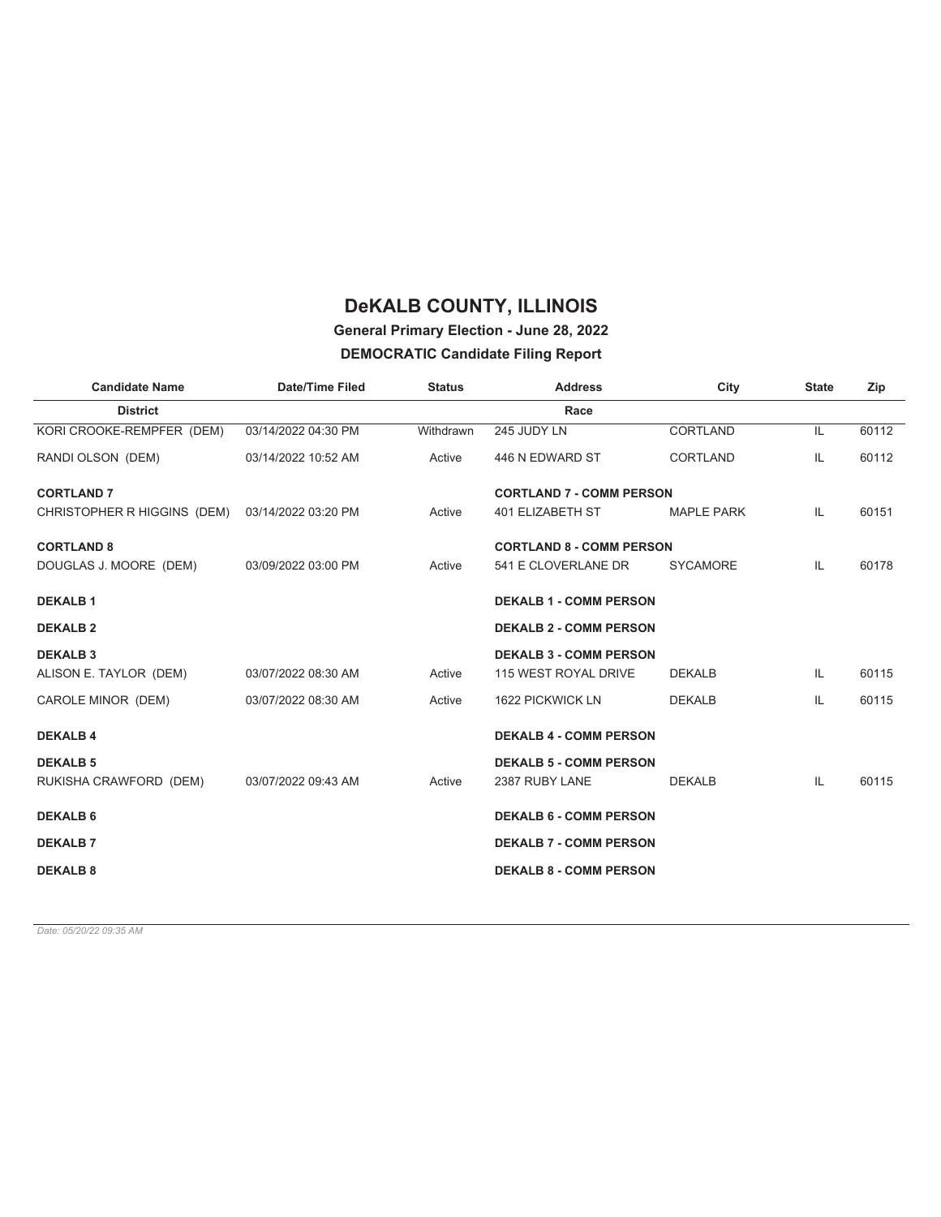# DeKALB COUNTY, ILLINOIS

**General Primary Election - June 28, 2022**

**DEMOCRATIC Candidate Filing Report**

| Candidate Name | Date/Time Filed | Status | Address | City | State | Zip |
|---|---|---|---|---|---|---|
| **District** | | | **Race** | | | |
| KORI CROOKE-REMPFER (DEM) | 03/14/2022 04:30 PM | Withdrawn | 245 JUDY LN | CORTLAND | IL | 60112 |
| RANDI OLSON (DEM) | 03/14/2022 10:52 AM | Active | 446 N EDWARD ST | CORTLAND | IL | 60112 |
| **CORTLAND 7** | | | **CORTLAND 7 - COMM PERSON** | | | |
| CHRISTOPHER R HIGGINS (DEM) | 03/14/2022 03:20 PM | Active | 401 ELIZABETH ST | MAPLE PARK | IL | 60151 |
| **CORTLAND 8** | | | **CORTLAND 8 - COMM PERSON** | | | |
| DOUGLAS J. MOORE (DEM) | 03/09/2022 03:00 PM | Active | 541 E CLOVERLANE DR | SYCAMORE | IL | 60178 |
| **DEKALB 1** | | | **DEKALB 1 - COMM PERSON** | | | |
| **DEKALB 2** | | | **DEKALB 2 - COMM PERSON** | | | |
| **DEKALB 3** | | | **DEKALB 3 - COMM PERSON** | | | |
| ALISON E. TAYLOR (DEM) | 03/07/2022 08:30 AM | Active | 115 WEST ROYAL DRIVE | DEKALB | IL | 60115 |
| CAROLE MINOR (DEM) | 03/07/2022 08:30 AM | Active | 1622 PICKWICK LN | DEKALB | IL | 60115 |
| **DEKALB 4** | | | **DEKALB 4 - COMM PERSON** | | | |
| **DEKALB 5** | | | **DEKALB 5 - COMM PERSON** | | | |
| RUKISHA CRAWFORD (DEM) | 03/07/2022 09:43 AM | Active | 2387 RUBY LANE | DEKALB | IL | 60115 |
| **DEKALB 6** | | | **DEKALB 6 - COMM PERSON** | | | |
| **DEKALB 7** | | | **DEKALB 7 - COMM PERSON** | | | |
| **DEKALB 8** | | | **DEKALB 8 - COMM PERSON** | | | |

*Date: 05/20/22 09:35 AM*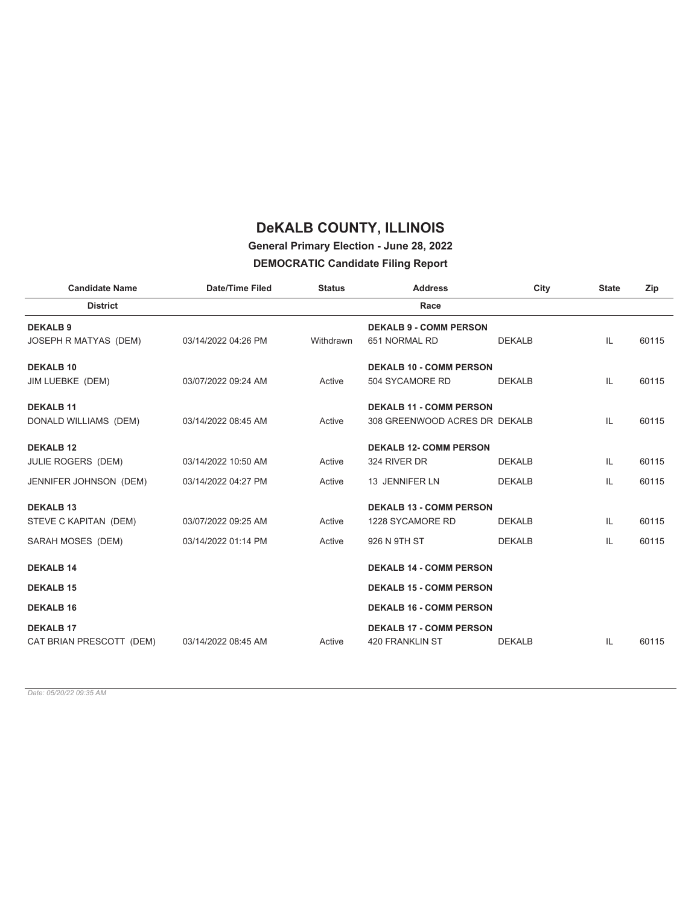# DeKALB COUNTY, ILLINOIS

## General Primary Election - June 28, 2022

## DEMOCRATIC Candidate Filing Report

| Candidate Name | Date/Time Filed | Status | Address | City | State | Zip |
|---|---|---|---|---|---|---|
| **District** | | | **Race** | | | |
| **DEKALB 9** | | | **DEKALB 9 - COMM PERSON** | | | |
| JOSEPH R MATYAS (DEM) | 03/14/2022 04:26 PM | Withdrawn | 651 NORMAL RD | DEKALB | IL | 60115 |
| **DEKALB 10** | | | **DEKALB 10 - COMM PERSON** | | | |
| JIM LUEBKE (DEM) | 03/07/2022 09:24 AM | Active | 504 SYCAMORE RD | DEKALB | IL | 60115 |
| **DEKALB 11** | | | **DEKALB 11 - COMM PERSON** | | | |
| DONALD WILLIAMS (DEM) | 03/14/2022 08:45 AM | Active | 308 GREENWOOD ACRES DR | DEKALB | IL | 60115 |
| **DEKALB 12** | | | **DEKALB 12- COMM PERSON** | | | |
| JULIE ROGERS (DEM) | 03/14/2022 10:50 AM | Active | 324 RIVER DR | DEKALB | IL | 60115 |
| JENNIFER JOHNSON (DEM) | 03/14/2022 04:27 PM | Active | 13 JENNIFER LN | DEKALB | IL | 60115 |
| **DEKALB 13** | | | **DEKALB 13 - COMM PERSON** | | | |
| STEVE C KAPITAN (DEM) | 03/07/2022 09:25 AM | Active | 1228 SYCAMORE RD | DEKALB | IL | 60115 |
| SARAH MOSES (DEM) | 03/14/2022 01:14 PM | Active | 926 N 9TH ST | DEKALB | IL | 60115 |
| **DEKALB 14** | | | **DEKALB 14 - COMM PERSON** | | | |
| **DEKALB 15** | | | **DEKALB 15 - COMM PERSON** | | | |
| **DEKALB 16** | | | **DEKALB 16 - COMM PERSON** | | | |
| **DEKALB 17** | | | **DEKALB 17 - COMM PERSON** | | | |
| CAT BRIAN PRESCOTT (DEM) | 03/14/2022 08:45 AM | Active | 420 FRANKLIN ST | DEKALB | IL | 60115 |

*Date: 05/20/22 09:35 AM*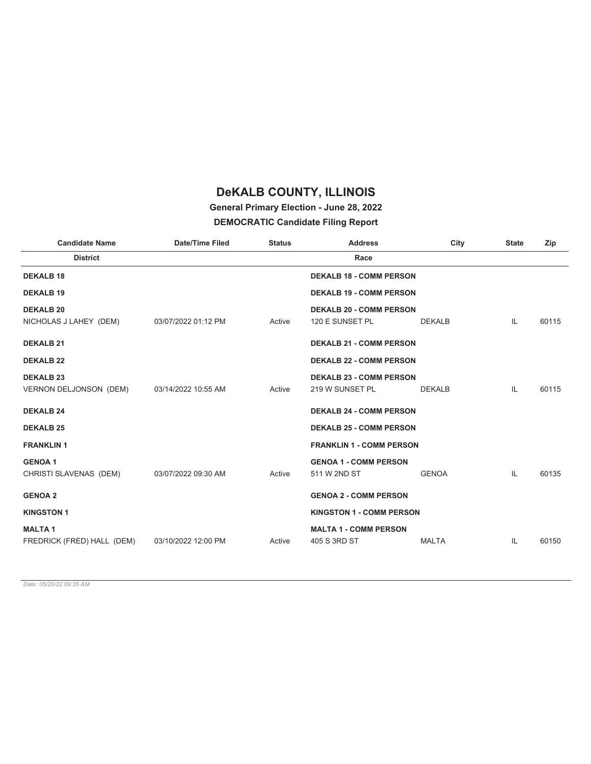# DeKALB COUNTY, ILLINOIS

## General Primary Election - June 28, 2022

## DEMOCRATIC Candidate Filing Report

| Candidate Name | Date/Time Filed | Status | Address | City | State | Zip |
|---|---|---|---|---|---|---|
| **District** | | | **Race** | | | |
| **DEKALB 18** | | | **DEKALB 18 - COMM PERSON** | | | |
| **DEKALB 19** | | | **DEKALB 19 - COMM PERSON** | | | |
| **DEKALB 20** | | | **DEKALB 20 - COMM PERSON** | | | |
| NICHOLAS J LAHEY (DEM) | 03/07/2022 01:12 PM | Active | 120 E SUNSET PL | DEKALB | IL | 60115 |
| **DEKALB 21** | | | **DEKALB 21 - COMM PERSON** | | | |
| **DEKALB 22** | | | **DEKALB 22 - COMM PERSON** | | | |
| **DEKALB 23** | | | **DEKALB 23 - COMM PERSON** | | | |
| VERNON DELJONSON (DEM) | 03/14/2022 10:55 AM | Active | 219 W SUNSET PL | DEKALB | IL | 60115 |
| **DEKALB 24** | | | **DEKALB 24 - COMM PERSON** | | | |
| **DEKALB 25** | | | **DEKALB 25 - COMM PERSON** | | | |
| **FRANKLIN 1** | | | **FRANKLIN 1 - COMM PERSON** | | | |
| **GENOA 1** | | | **GENOA 1 - COMM PERSON** | | | |
| CHRISTI SLAVENAS (DEM) | 03/07/2022 09:30 AM | Active | 511 W 2ND ST | GENOA | IL | 60135 |
| **GENOA 2** | | | **GENOA 2 - COMM PERSON** | | | |
| **KINGSTON 1** | | | **KINGSTON 1 - COMM PERSON** | | | |
| **MALTA 1** | | | **MALTA 1 - COMM PERSON** | | | |
| FREDRICK (FRED) HALL (DEM) | 03/10/2022 12:00 PM | Active | 405 S 3RD ST | MALTA | IL | 60150 |

*Date: 05/20/22 09:35 AM*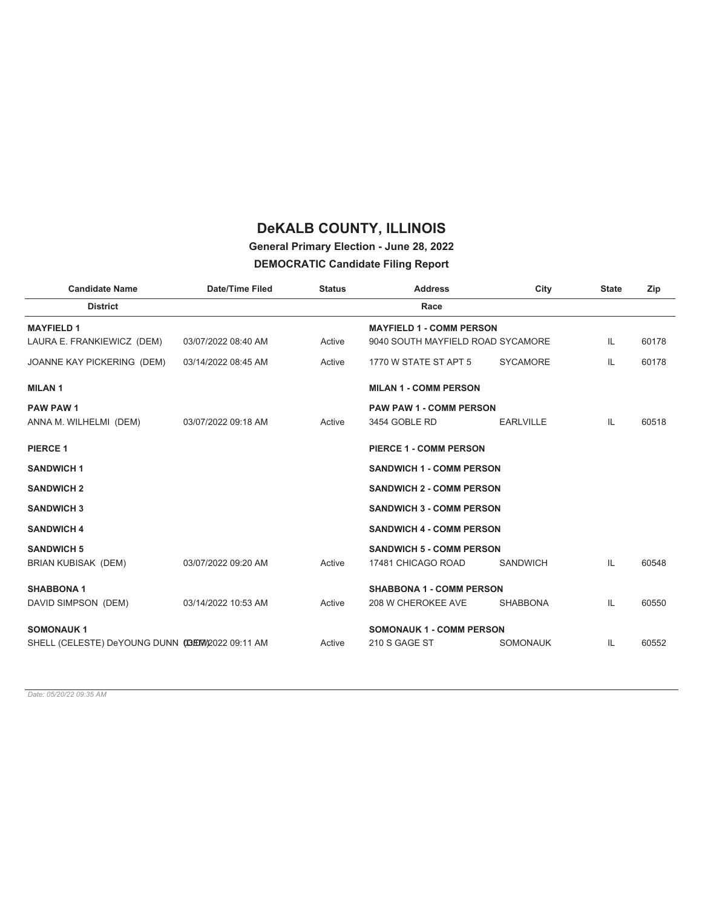# DeKALB COUNTY, ILLINOIS

**General Primary Election - June 28, 2022**

**DEMOCRATIC Candidate Filing Report**

| Candidate Name | Date/Time Filed | Status | Address | City | State | Zip |
|---|---|---|---|---|---|---|
| **District** | | | **Race** | | | |
| **MAYFIELD 1** | | | **MAYFIELD 1 - COMM PERSON** | | | |
| LAURA E. FRANKIEWICZ (DEM) | 03/07/2022 08:40 AM | Active | 9040 SOUTH MAYFIELD ROAD | SYCAMORE | IL | 60178 |
| JOANNE KAY PICKERING (DEM) | 03/14/2022 08:45 AM | Active | 1770 W STATE ST APT 5 | SYCAMORE | IL | 60178 |
| **MILAN 1** | | | **MILAN 1 - COMM PERSON** | | | |
| **PAW PAW 1** | | | **PAW PAW 1 - COMM PERSON** | | | |
| ANNA M. WILHELMI (DEM) | 03/07/2022 09:18 AM | Active | 3454 GOBLE RD | EARLVILLE | IL | 60518 |
| **PIERCE 1** | | | **PIERCE 1 - COMM PERSON** | | | |
| **SANDWICH 1** | | | **SANDWICH 1 - COMM PERSON** | | | |
| **SANDWICH 2** | | | **SANDWICH 2 - COMM PERSON** | | | |
| **SANDWICH 3** | | | **SANDWICH 3 - COMM PERSON** | | | |
| **SANDWICH 4** | | | **SANDWICH 4 - COMM PERSON** | | | |
| **SANDWICH 5** | | | **SANDWICH 5 - COMM PERSON** | | | |
| BRIAN KUBISAK (DEM) | 03/07/2022 09:20 AM | Active | 17481 CHICAGO ROAD | SANDWICH | IL | 60548 |
| **SHABBONA 1** | | | **SHABBONA 1 - COMM PERSON** | | | |
| DAVID SIMPSON (DEM) | 03/14/2022 10:53 AM | Active | 208 W CHEROKEE AVE | SHABBONA | IL | 60550 |
| **SOMONAUK 1** | | | **SOMONAUK 1 - COMM PERSON** | | | |
| SHELL (CELESTE) DeYOUNG DUNN (DEM) | 03/07/2022 09:11 AM | Active | 210 S GAGE ST | SOMONAUK | IL | 60552 |

*Date: 05/20/22 09:35 AM*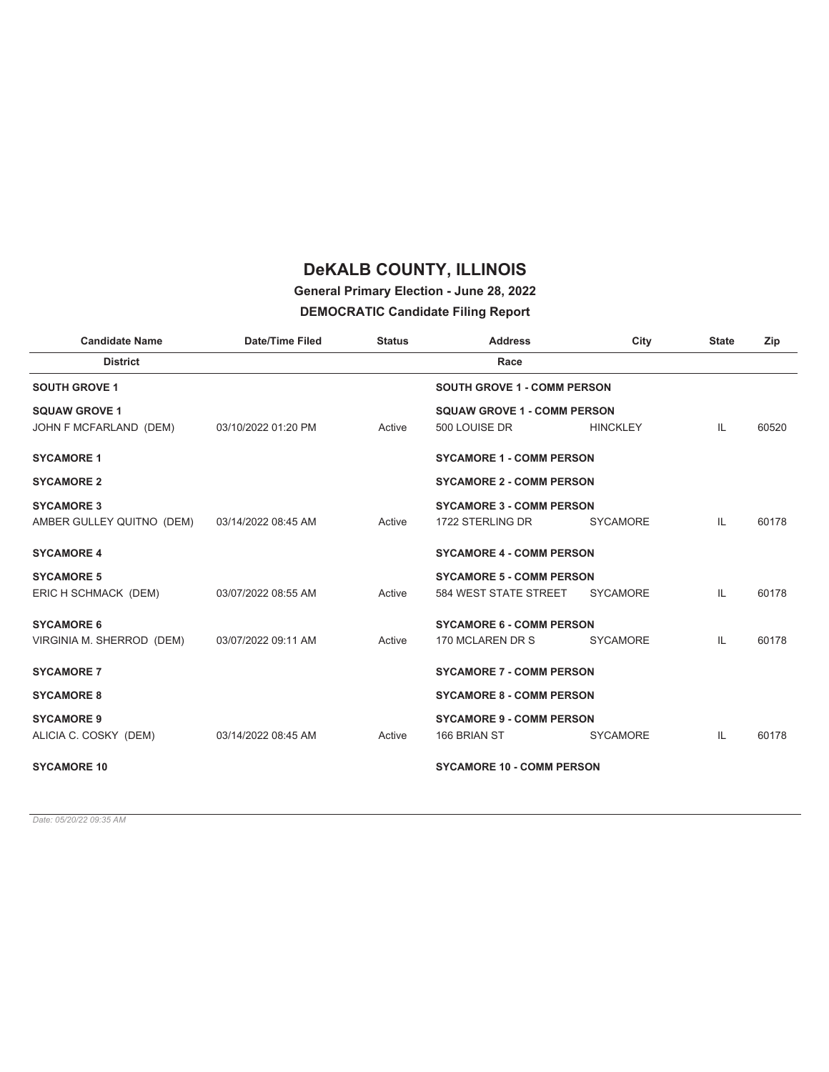# DeKALB COUNTY, ILLINOIS

**General Primary Election - June 28, 2022**

**DEMOCRATIC Candidate Filing Report**

| Candidate Name | Date/Time Filed | Status | Address | City | State | Zip |
|---|---|---|---|---|---|---|
| **District** | | | **Race** | | | |
| **SOUTH GROVE 1** | | | **SOUTH GROVE 1 - COMM PERSON** | | | |
| **SQUAW GROVE 1** | | | **SQUAW GROVE 1 - COMM PERSON** | | | |
| JOHN F MCFARLAND (DEM) | 03/10/2022 01:20 PM | Active | 500 LOUISE DR | HINCKLEY | IL | 60520 |
| **SYCAMORE 1** | | | **SYCAMORE 1 - COMM PERSON** | | | |
| **SYCAMORE 2** | | | **SYCAMORE 2 - COMM PERSON** | | | |
| **SYCAMORE 3** | | | **SYCAMORE 3 - COMM PERSON** | | | |
| AMBER GULLEY QUITNO (DEM) | 03/14/2022 08:45 AM | Active | 1722 STERLING DR | SYCAMORE | IL | 60178 |
| **SYCAMORE 4** | | | **SYCAMORE 4 - COMM PERSON** | | | |
| **SYCAMORE 5** | | | **SYCAMORE 5 - COMM PERSON** | | | |
| ERIC H SCHMACK (DEM) | 03/07/2022 08:55 AM | Active | 584 WEST STATE STREET | SYCAMORE | IL | 60178 |
| **SYCAMORE 6** | | | **SYCAMORE 6 - COMM PERSON** | | | |
| VIRGINIA M. SHERROD (DEM) | 03/07/2022 09:11 AM | Active | 170 MCLAREN DR S | SYCAMORE | IL | 60178 |
| **SYCAMORE 7** | | | **SYCAMORE 7 - COMM PERSON** | | | |
| **SYCAMORE 8** | | | **SYCAMORE 8 - COMM PERSON** | | | |
| **SYCAMORE 9** | | | **SYCAMORE 9 - COMM PERSON** | | | |
| ALICIA C. COSKY (DEM) | 03/14/2022 08:45 AM | Active | 166 BRIAN ST | SYCAMORE | IL | 60178 |
| **SYCAMORE 10** | | | **SYCAMORE 10 - COMM PERSON** | | | |

*Date: 05/20/22 09:35 AM*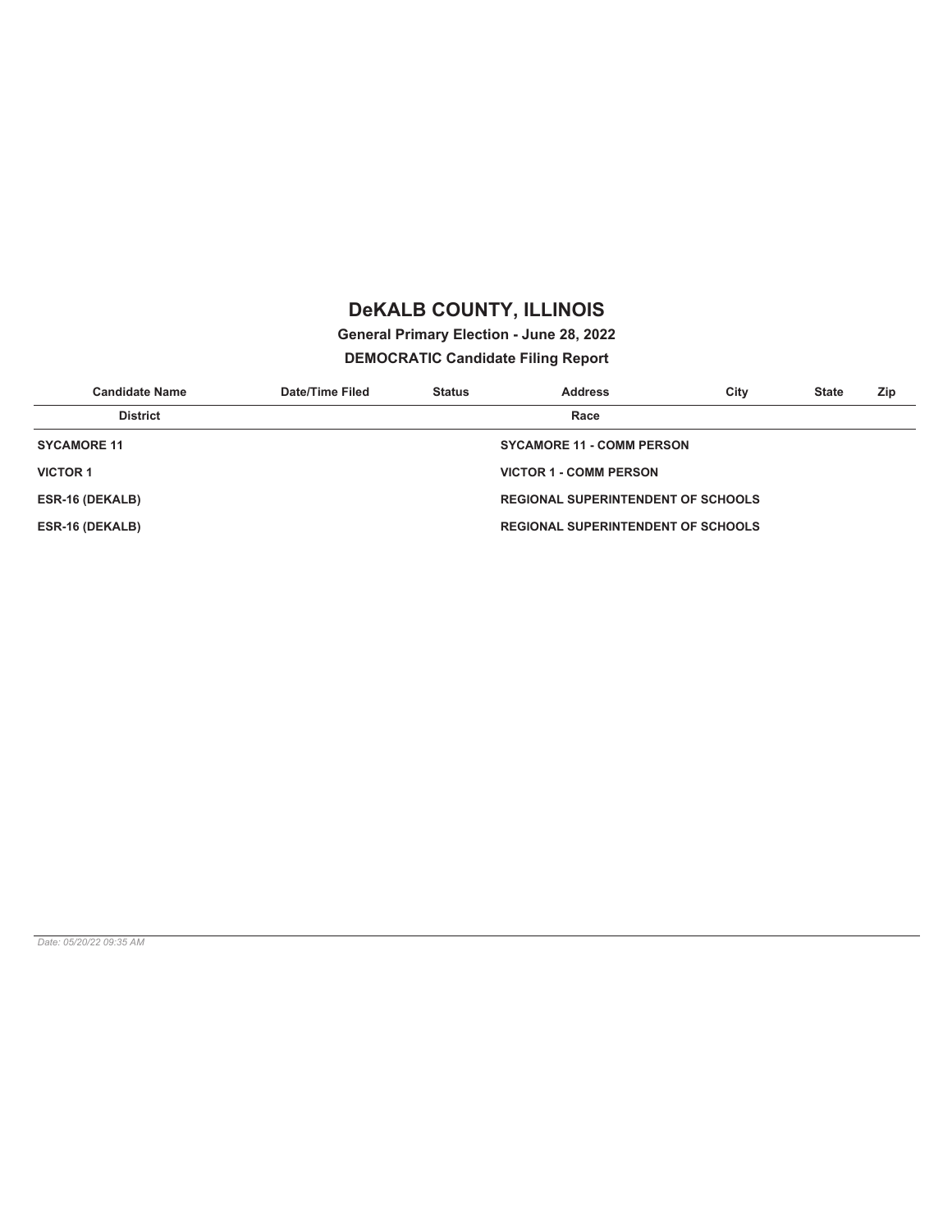# DeKALB COUNTY, ILLINOIS

**General Primary Election - June 28, 2022**

**DEMOCRATIC Candidate Filing Report**

| Candidate Name | Date/Time Filed | Status | Address | City | State | Zip |
|---|---|---|---|---|---|---|
| **District** | | | **Race** | | | |
| **SYCAMORE 11** | | | **SYCAMORE 11 - COMM PERSON** | | | |
| **VICTOR 1** | | | **VICTOR 1 - COMM PERSON** | | | |
| **ESR-16 (DEKALB)** | | | **REGIONAL SUPERINTENDENT OF SCHOOLS** | | | |
| **ESR-16 (DEKALB)** | | | **REGIONAL SUPERINTENDENT OF SCHOOLS** | | | |

*Date: 05/20/22 09:35 AM*